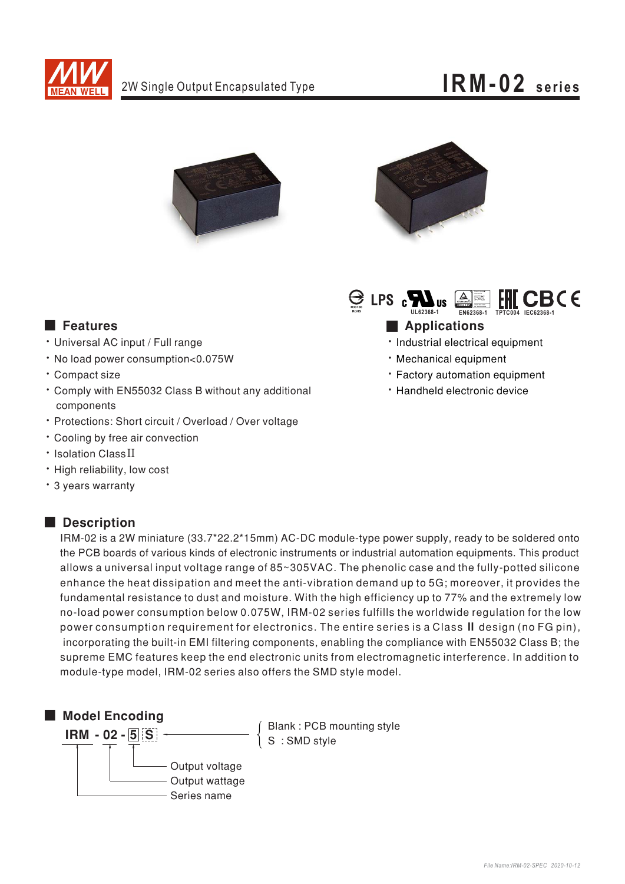# 2W Single Output Encapsulated Type

# IRM-02 series

R33100 RoHS LPS UL62368-1 EN62368-1 TPTC004 IEC62368-1

## Features

- Universal AC input / Full range
- No load power consumption<0.075W
- Compact size
- Comply with EN55032 Class B without any additional components
- Protections: Short circuit / Overload / Over voltage
- Cooling by free air convection
- Isolation Class II
- High reliability, low cost
- 3 years warranty

## Applications

- Industrial electrical equipment
- Mechanical equipment
- Factory automation equipment
- Handheld electronic device

## Description

IRM-02 is a 2W miniature (33.7*22.2*15mm) AC-DC module-type power supply, ready to be soldered onto the PCB boards of various kinds of electronic instruments or industrial automation equipments. This product allows a universal input voltage range of 85~305VAC. The phenolic case and the fully-potted silicone enhance the heat dissipation and meet the anti-vibration demand up to 5G; moreover, it provides the fundamental resistance to dust and moisture. With the high efficiency up to 77% and the extremely low no-load power consumption below 0.075W, IRM-02 series fulfills the worldwide regulation for the low power consumption requirement for electronics. The entire series is a Class **II** design (no FG pin), incorporating the built-in EMI filtering components, enabling the compliance with EN55032 Class B; the supreme EMC features keep the end electronic units from electromagnetic interference. In addition to module-type model, IRM-02 series also offers the SMD style model.

## Model Encoding

**IRM - 02 - 5 S**

- S: Blank : PCB mounting style / S : SMD style
- 5: Output voltage
- 02: Output wattage
- IRM: Series name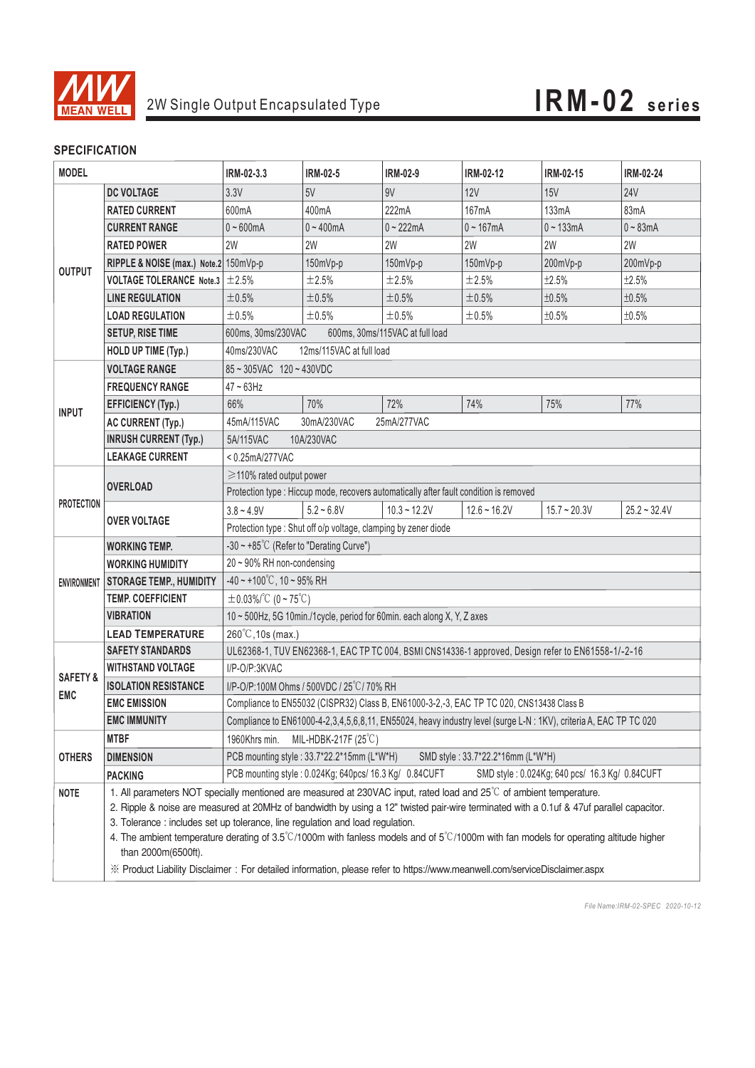2W Single Output Encapsulated Type

# IRM-02 series

## SPECIFICATION

| MODEL | | IRM-02-3.3 | IRM-02-5 | IRM-02-9 | IRM-02-12 | IRM-02-15 | IRM-02-24 |
|---|---|---|---|---|---|---|---|
| OUTPUT | DC VOLTAGE | 3.3V | 5V | 9V | 12V | 15V | 24V |
| | RATED CURRENT | 600mA | 400mA | 222mA | 167mA | 133mA | 83mA |
| | CURRENT RANGE | 0 ~ 600mA | 0 ~ 400mA | 0 ~ 222mA | 0 ~ 167mA | 0 ~ 133mA | 0 ~ 83mA |
| | RATED POWER | 2W | 2W | 2W | 2W | 2W | 2W |
| | RIPPLE & NOISE (max.) Note.2 | 150mVp-p | 150mVp-p | 150mVp-p | 150mVp-p | 200mVp-p | 200mVp-p |
| | VOLTAGE TOLERANCE Note.3 | ±2.5% | ±2.5% | ±2.5% | ±2.5% | ±2.5% | ±2.5% |
| | LINE REGULATION | ±0.5% | ±0.5% | ±0.5% | ±0.5% | ±0.5% | ±0.5% |
| | LOAD REGULATION | ±0.5% | ±0.5% | ±0.5% | ±0.5% | ±0.5% | ±0.5% |
| | SETUP, RISE TIME | 600ms, 30ms/230VAC 600ms, 30ms/115VAC at full load | | | | | |
| | HOLD UP TIME (Typ.) | 40ms/230VAC 12ms/115VAC at full load | | | | | |
| INPUT | VOLTAGE RANGE | 85 ~ 305VAC 120 ~ 430VDC | | | | | |
| | FREQUENCY RANGE | 47 ~ 63Hz | | | | | |
| | EFFICIENCY (Typ.) | 66% | 70% | 72% | 74% | 75% | 77% |
| | AC CURRENT (Typ.) | 45mA/115VAC 30mA/230VAC 25mA/277VAC | | | | | |
| | INRUSH CURRENT (Typ.) | 5A/115VAC 10A/230VAC | | | | | |
| | LEAKAGE CURRENT | < 0.25mA/277VAC | | | | | |
| PROTECTION | OVERLOAD | ≥110% rated output power | | | | | |
| | | Protection type : Hiccup mode, recovers automatically after fault condition is removed | | | | | |
| | OVER VOLTAGE | 3.8 ~ 4.9V | 5.2 ~ 6.8V | 10.3 ~ 12.2V | 12.6 ~ 16.2V | 15.7 ~ 20.3V | 25.2 ~ 32.4V |
| | | Protection type : Shut off o/p voltage, clamping by zener diode | | | | | |
| ENVIRONMENT | WORKING TEMP. | -30 ~ +85℃ (Refer to "Derating Curve") | | | | | |
| | WORKING HUMIDITY | 20 ~ 90% RH non-condensing | | | | | |
| | STORAGE TEMP., HUMIDITY | -40 ~ +100℃, 10 ~ 95% RH | | | | | |
| | TEMP. COEFFICIENT | ±0.03%/℃ (0 ~ 75℃) | | | | | |
| | VIBRATION | 10 ~ 500Hz, 5G 10min./1cycle, period for 60min. each along X, Y, Z axes | | | | | |
| | LEAD TEMPERATURE | 260℃,10s (max.) | | | | | |
| SAFETY & EMC | SAFETY STANDARDS | UL62368-1, TUV EN62368-1, EAC TP TC 004, BSMI CNS14336-1 approved, Design refer to EN61558-1/-2-16 | | | | | |
| | WITHSTAND VOLTAGE | I/P-O/P:3KVAC | | | | | |
| | ISOLATION RESISTANCE | I/P-O/P:100M Ohms / 500VDC / 25℃/ 70% RH | | | | | |
| | EMC EMISSION | Compliance to EN55032 (CISPR32) Class B, EN61000-3-2,-3, EAC TP TC 020, CNS13438 Class B | | | | | |
| | EMC IMMUNITY | Compliance to EN61000-4-2,3,4,5,6,8,11, EN55024, heavy industry level (surge L-N : 1KV), criteria A, EAC TP TC 020 | | | | | |
| OTHERS | MTBF | 1960Khrs min. MIL-HDBK-217F (25℃) | | | | | |
| | DIMENSION | PCB mounting style : 33.7*22.2*15mm (L*W*H) SMD style : 33.7*22.2*16mm (L*W*H) | | | | | |
| | PACKING | PCB mounting style : 0.024Kg; 640pcs/ 16.3 Kg/ 0.84CUFT SMD style : 0.024Kg; 640 pcs/ 16.3 Kg/ 0.84CUFT | | | | | |

**NOTE**

1. All parameters NOT specially mentioned are measured at 230VAC input, rated load and 25℃ of ambient temperature.
2. Ripple & noise are measured at 20MHz of bandwidth by using a 12" twisted pair-wire terminated with a 0.1uf & 47uf parallel capacitor.
3. Tolerance : includes set up tolerance, line regulation and load regulation.
4. The ambient temperature derating of 3.5℃/1000m with fanless models and of 5℃/1000m with fan models for operating altitude higher than 2000m(6500ft).

※ Product Liability Disclaimer : For detailed information, please refer to https://www.meanwell.com/serviceDisclaimer.aspx

File Name:IRM-02-SPEC 2020-10-12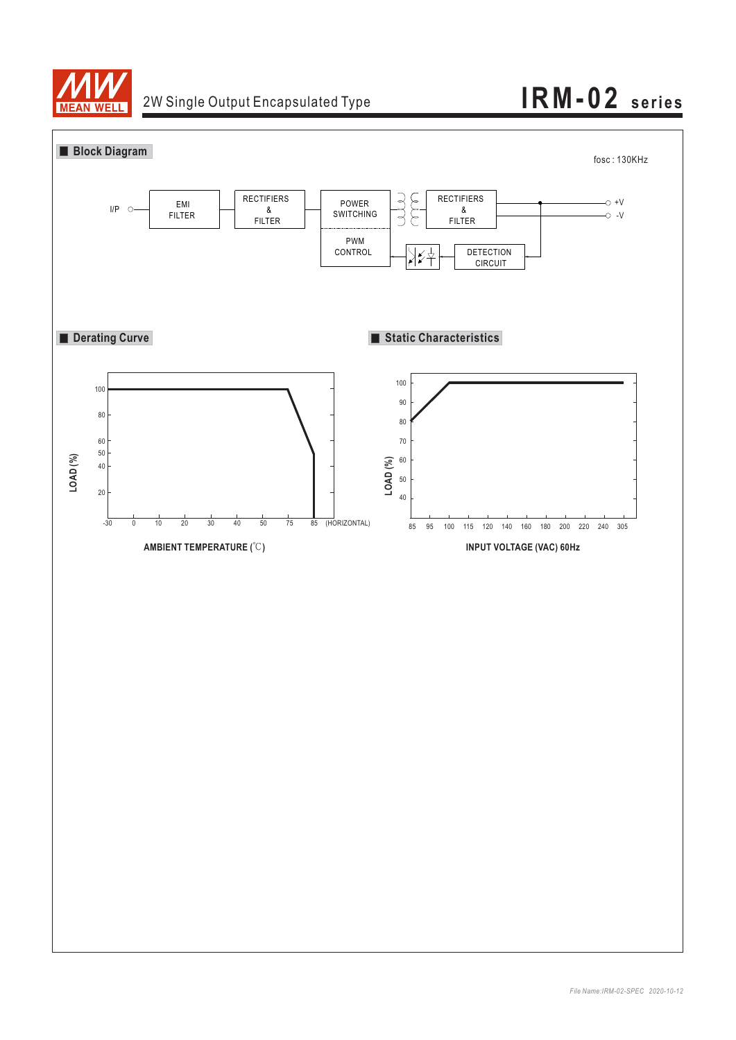2W Single Output Encapsulated Type

# IRM-02 series

## ■ Block Diagram

fosc : 130KHz

I/P → EMI FILTER → RECTIFIERS & FILTER → POWER SWITCHING / PWM CONTROL → RECTIFIERS & FILTER → +V / -V

DETECTION CIRCUIT → (optocoupler) → PWM CONTROL

## ■ Derating Curve

LOAD (%)

100, 80, 60, 50, 40, 20

-30, 0, 10, 20, 30, 40, 50, 75, 85 (HORIZONTAL)

AMBIENT TEMPERATURE (℃)

## ■ Static Characteristics

LOAD (%)

100, 90, 80, 70, 60, 50, 40

85, 95, 100, 115, 120, 140, 160, 180, 200, 220, 240, 305

INPUT VOLTAGE (VAC) 60Hz

*File Name:IRM-02-SPEC 2020-10-12*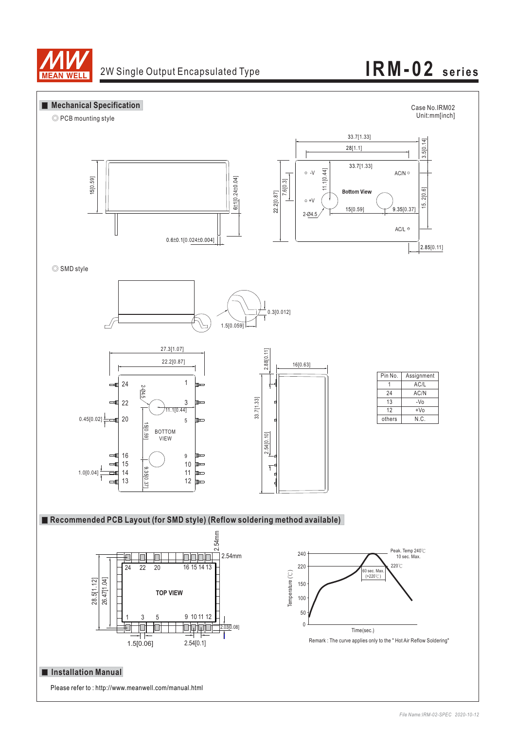## Mechanical Specification

Case No.IRM02
Unit:mm[inch]

◎ PCB mounting style

15[0.59]
6±1[0.24±0.04]
0.6±0.1[0.024±0.004]

33.7[1.33]
28[1.1]
33.7[1.33]
3.5[0.14]
-V
AC/N
11.1[0.44]
7.6[0.3]
22.2[0.87]
Bottom View
+V
2-Ø4.5
15[0.59]
9.35[0.37]
15.2[0.6]
AC/L
2.85[0.11]

◎ SMD style

0.3[0.012]
1.5[0.059]

27.3[1.07]
22.2[0.87]
24
22
20
16
15
14
13
1
3
5
9
10
11
12
2-Ø4.5
11.1[0.44]
0.45[0.02]
15[0.59]
BOTTOM VIEW
1.0[0.04]
9.35[0.37]
2.88[0.11]
16[0.63]
33.7[1.33]
2.54[0.10]

| Pin No. | Assignment |
|---|---|
| 1 | AC/L |
| 24 | AC/N |
| 13 | -Vo |
| 12 | +Vo |
| others | N.C. |

## Recommended PCB Layout (for SMD style) (Reflow soldering method available)

2.54mm
2.54mm
24 22 20 16 15 14 13
TOP VIEW
1 3 5 9 10 11 12
28.5[1.12]
26.47[1.04]
2.03[0.08]
1.5[0.06]
2.54[0.1]

Peak. Temp 240℃
10 sec. Max.
220℃
60 sec. Max. (>220℃)
Temperature (℃)
240
220
150
100
50
0
Time(sec.)

Remark : The curve applies only to the " Hot Air Reflow Soldering"

## Installation Manual

Please refer to : http://www.meanwell.com/manual.html